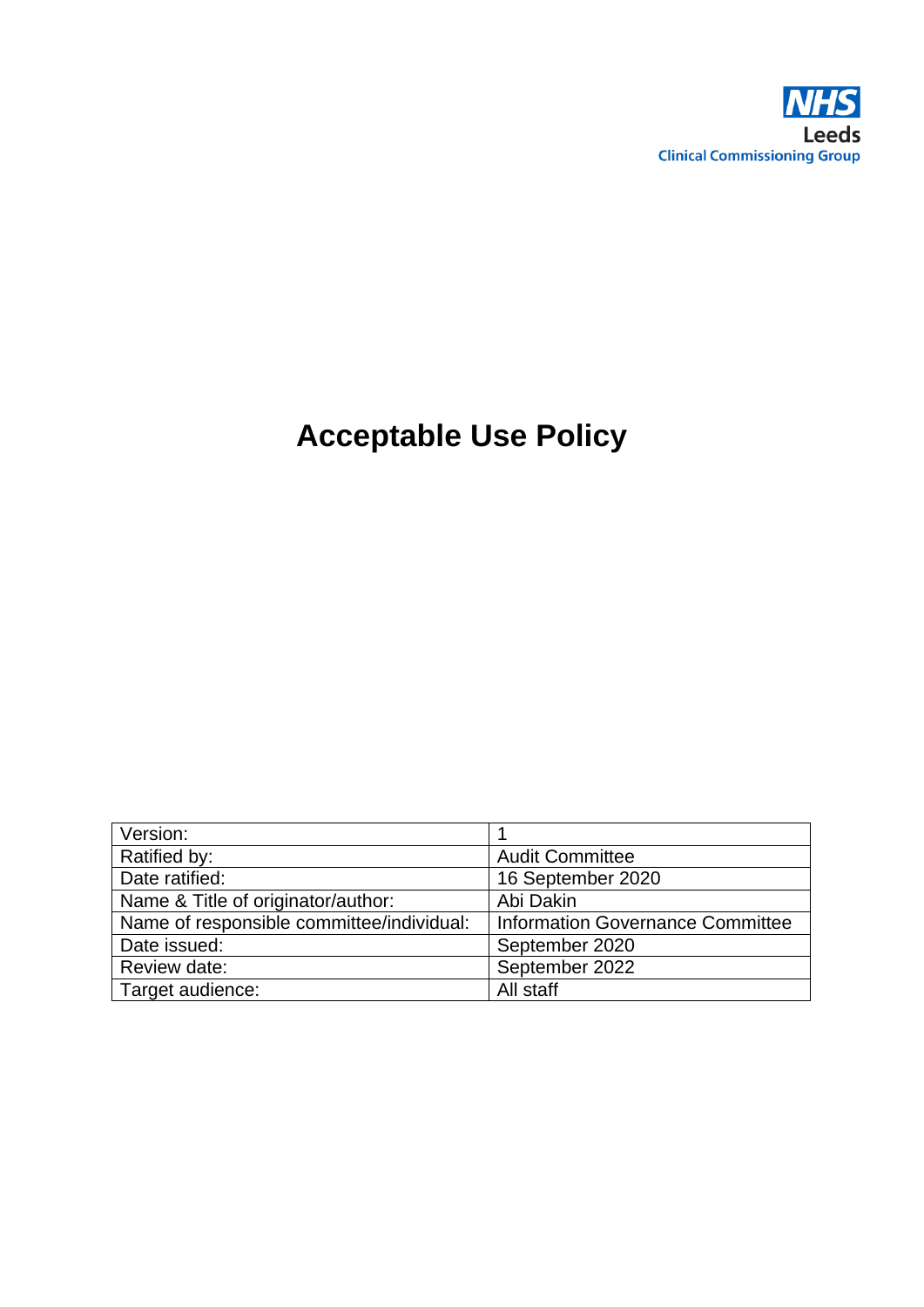NHS
Leeds
Clinical Commissioning Group

# Acceptable Use Policy

| Version: | 1 |
|---|---|
| Ratified by: | Audit Committee |
| Date ratified: | 16 September 2020 |
| Name & Title of originator/author: | Abi Dakin |
| Name of responsible committee/individual: | Information Governance Committee |
| Date issued: | September 2020 |
| Review date: | September 2022 |
| Target audience: | All staff |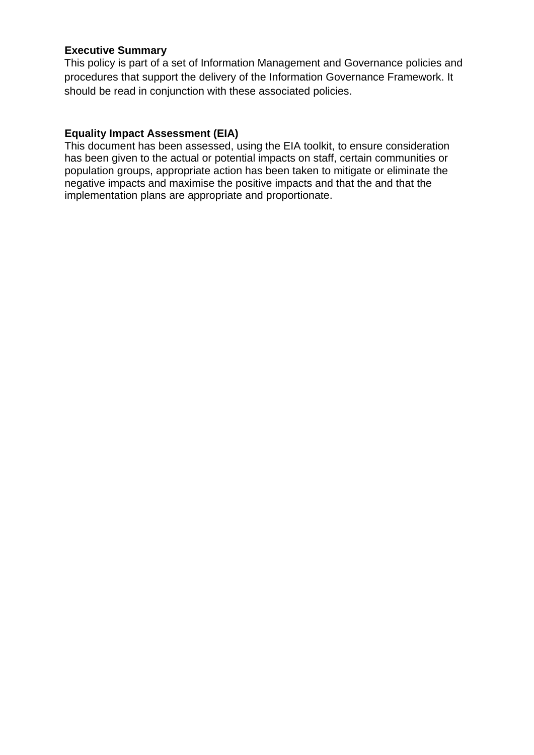**Executive Summary**

This policy is part of a set of Information Management and Governance policies and procedures that support the delivery of the Information Governance Framework. It should be read in conjunction with these associated policies.

**Equality Impact Assessment (EIA)**

This document has been assessed, using the EIA toolkit, to ensure consideration has been given to the actual or potential impacts on staff, certain communities or population groups, appropriate action has been taken to mitigate or eliminate the negative impacts and maximise the positive impacts and that the and that the implementation plans are appropriate and proportionate.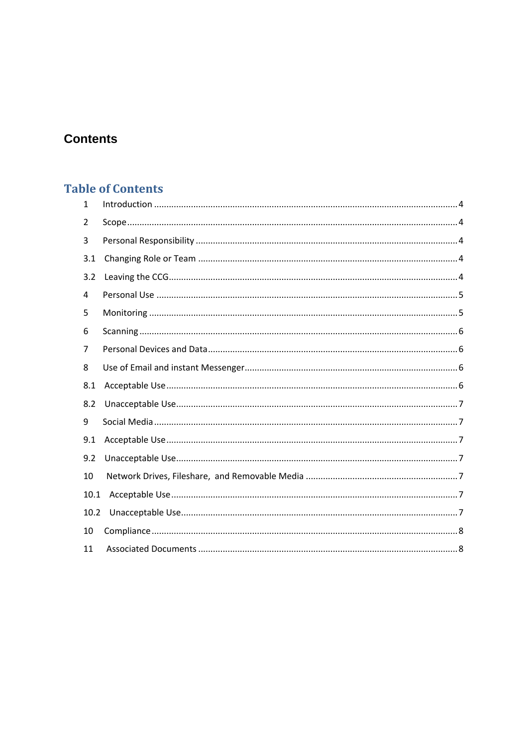# Contents

## Table of Contents

1 Introduction .......... 4

2 Scope .......... 4

3 Personal Responsibility .......... 4

3.1 Changing Role or Team .......... 4

3.2 Leaving the CCG .......... 4

4 Personal Use .......... 5

5 Monitoring .......... 5

6 Scanning .......... 6

7 Personal Devices and Data .......... 6

8 Use of Email and instant Messenger .......... 6

8.1 Acceptable Use .......... 6

8.2 Unacceptable Use .......... 7

9 Social Media .......... 7

9.1 Acceptable Use .......... 7

9.2 Unacceptable Use .......... 7

10 Network Drives, Fileshare, and Removable Media .......... 7

10.1 Acceptable Use .......... 7

10.2 Unacceptable Use .......... 7

10 Compliance .......... 8

11 Associated Documents .......... 8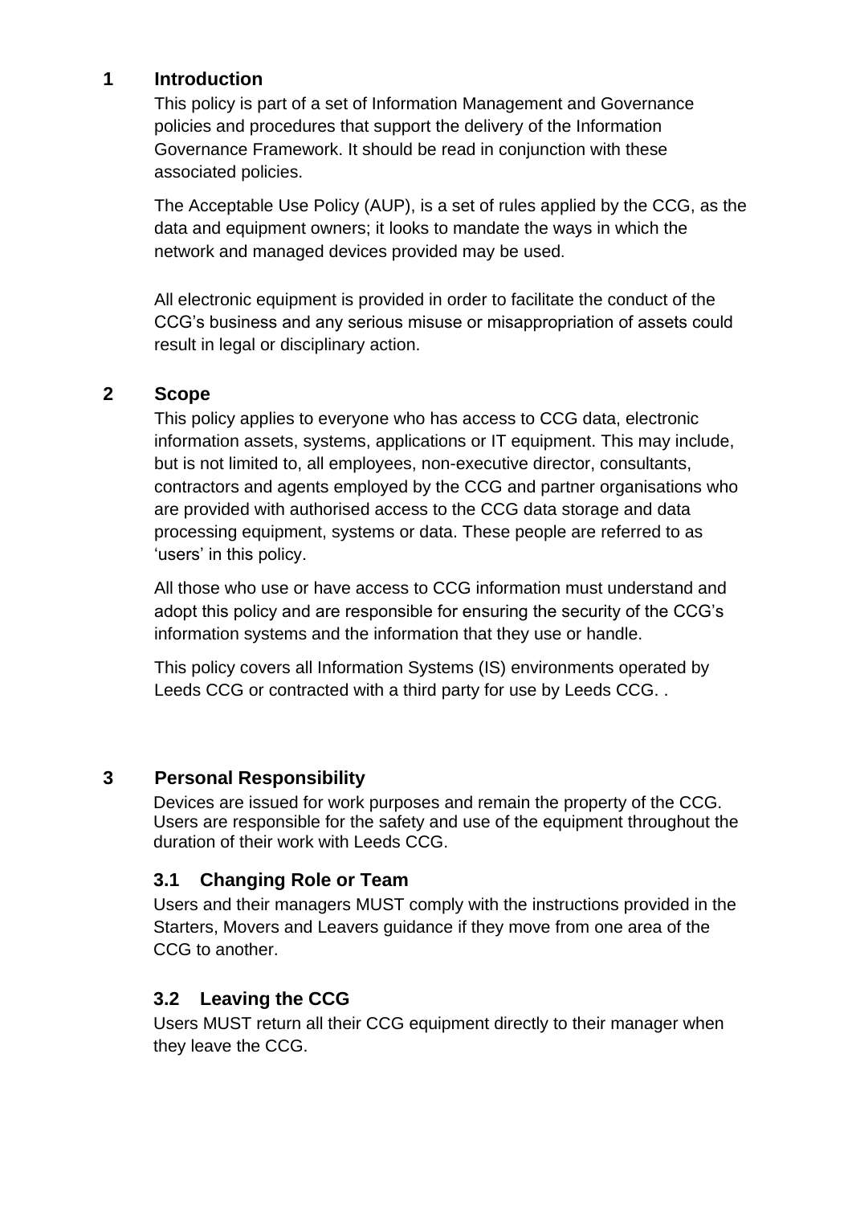## 1 Introduction

This policy is part of a set of Information Management and Governance policies and procedures that support the delivery of the Information Governance Framework. It should be read in conjunction with these associated policies.

The Acceptable Use Policy (AUP), is a set of rules applied by the CCG, as the data and equipment owners; it looks to mandate the ways in which the network and managed devices provided may be used.

All electronic equipment is provided in order to facilitate the conduct of the CCG's business and any serious misuse or misappropriation of assets could result in legal or disciplinary action.

## 2 Scope

This policy applies to everyone who has access to CCG data, electronic information assets, systems, applications or IT equipment. This may include, but is not limited to, all employees, non-executive director, consultants, contractors and agents employed by the CCG and partner organisations who are provided with authorised access to the CCG data storage and data processing equipment, systems or data. These people are referred to as 'users' in this policy.

All those who use or have access to CCG information must understand and adopt this policy and are responsible for ensuring the security of the CCG's information systems and the information that they use or handle.

This policy covers all Information Systems (IS) environments operated by Leeds CCG or contracted with a third party for use by Leeds CCG. .

## 3 Personal Responsibility

Devices are issued for work purposes and remain the property of the CCG. Users are responsible for the safety and use of the equipment throughout the duration of their work with Leeds CCG.

### 3.1 Changing Role or Team

Users and their managers MUST comply with the instructions provided in the Starters, Movers and Leavers guidance if they move from one area of the CCG to another.

### 3.2 Leaving the CCG

Users MUST return all their CCG equipment directly to their manager when they leave the CCG.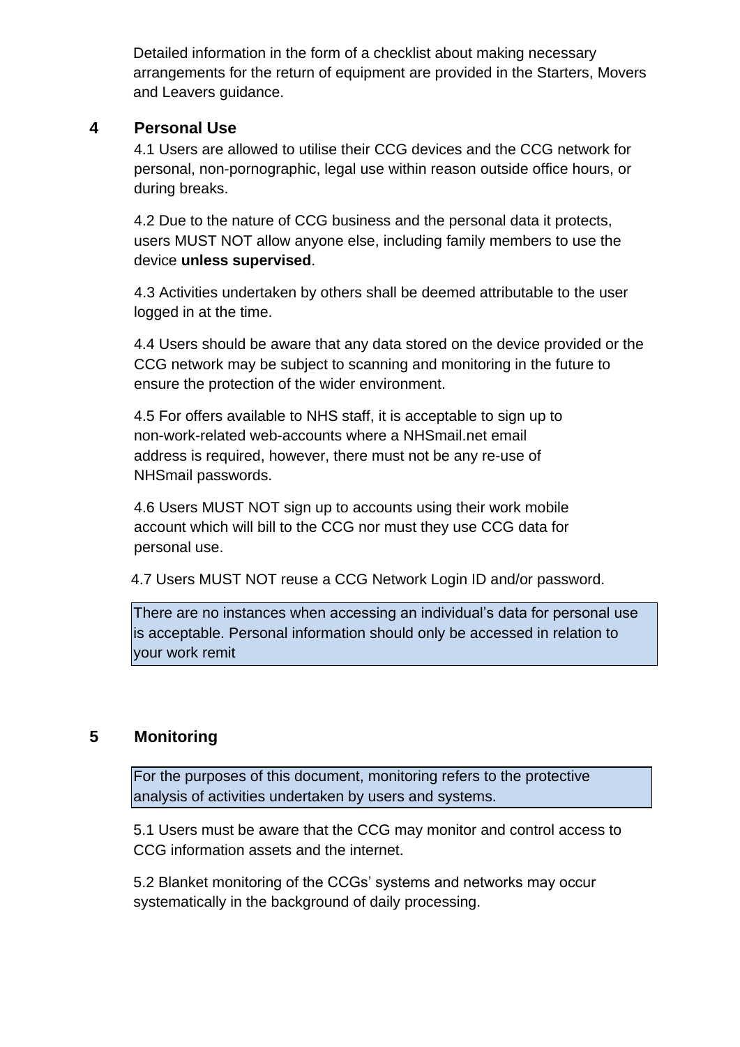Detailed information in the form of a checklist about making necessary arrangements for the return of equipment are provided in the Starters, Movers and Leavers guidance.

## 4 Personal Use

4.1 Users are allowed to utilise their CCG devices and the CCG network for personal, non-pornographic, legal use within reason outside office hours, or during breaks.

4.2 Due to the nature of CCG business and the personal data it protects, users MUST NOT allow anyone else, including family members to use the device **unless supervised**.

4.3 Activities undertaken by others shall be deemed attributable to the user logged in at the time.

4.4 Users should be aware that any data stored on the device provided or the CCG network may be subject to scanning and monitoring in the future to ensure the protection of the wider environment.

4.5 For offers available to NHS staff, it is acceptable to sign up to non-work-related web-accounts where a NHSmail.net email address is required, however, there must not be any re-use of NHSmail passwords.

4.6 Users MUST NOT sign up to accounts using their work mobile account which will bill to the CCG nor must they use CCG data for personal use.

4.7 Users MUST NOT reuse a CCG Network Login ID and/or password.

> There are no instances when accessing an individual's data for personal use is acceptable. Personal information should only be accessed in relation to your work remit

## 5 Monitoring

> For the purposes of this document, monitoring refers to the protective analysis of activities undertaken by users and systems.

5.1 Users must be aware that the CCG may monitor and control access to CCG information assets and the internet.

5.2 Blanket monitoring of the CCGs' systems and networks may occur systematically in the background of daily processing.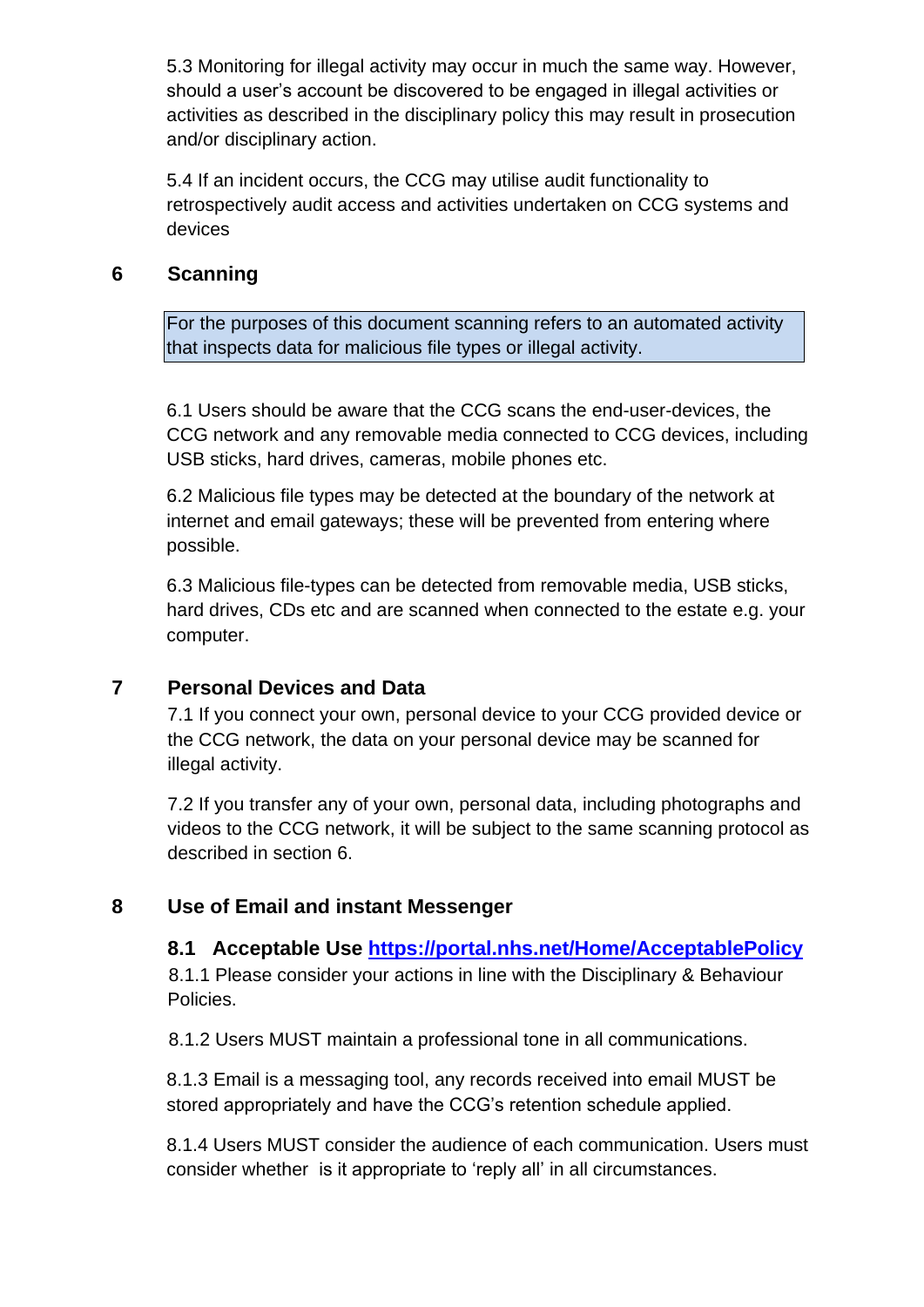5.3 Monitoring for illegal activity may occur in much the same way. However, should a user's account be discovered to be engaged in illegal activities or activities as described in the disciplinary policy this may result in prosecution and/or disciplinary action.

5.4 If an incident occurs, the CCG may utilise audit functionality to retrospectively audit access and activities undertaken on CCG systems and devices

## 6 Scanning

For the purposes of this document scanning refers to an automated activity that inspects data for malicious file types or illegal activity.

6.1 Users should be aware that the CCG scans the end-user-devices, the CCG network and any removable media connected to CCG devices, including USB sticks, hard drives, cameras, mobile phones etc.

6.2 Malicious file types may be detected at the boundary of the network at internet and email gateways; these will be prevented from entering where possible.

6.3 Malicious file-types can be detected from removable media, USB sticks, hard drives, CDs etc and are scanned when connected to the estate e.g. your computer.

## 7 Personal Devices and Data

7.1 If you connect your own, personal device to your CCG provided device or the CCG network, the data on your personal device may be scanned for illegal activity.

7.2 If you transfer any of your own, personal data, including photographs and videos to the CCG network, it will be subject to the same scanning protocol as described in section 6.

## 8 Use of Email and instant Messenger

### 8.1 Acceptable Use [https://portal.nhs.net/Home/AcceptablePolicy](https://portal.nhs.net/Home/AcceptablePolicy)

8.1.1 Please consider your actions in line with the Disciplinary & Behaviour Policies.

8.1.2 Users MUST maintain a professional tone in all communications.

8.1.3 Email is a messaging tool, any records received into email MUST be stored appropriately and have the CCG's retention schedule applied.

8.1.4 Users MUST consider the audience of each communication. Users must consider whether is it appropriate to 'reply all' in all circumstances.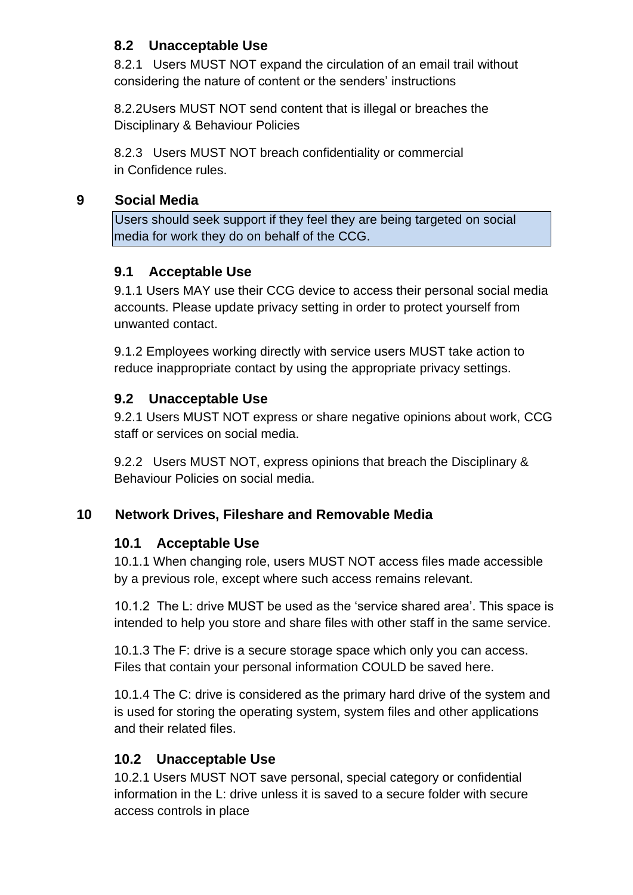### 8.2 Unacceptable Use

8.2.1 Users MUST NOT expand the circulation of an email trail without considering the nature of content or the senders' instructions

8.2.2Users MUST NOT send content that is illegal or breaches the Disciplinary & Behaviour Policies

8.2.3 Users MUST NOT breach confidentiality or commercial in Confidence rules.

## 9 Social Media

Users should seek support if they feel they are being targeted on social media for work they do on behalf of the CCG.

### 9.1 Acceptable Use

9.1.1 Users MAY use their CCG device to access their personal social media accounts. Please update privacy setting in order to protect yourself from unwanted contact.

9.1.2 Employees working directly with service users MUST take action to reduce inappropriate contact by using the appropriate privacy settings.

### 9.2 Unacceptable Use

9.2.1 Users MUST NOT express or share negative opinions about work, CCG staff or services on social media.

9.2.2 Users MUST NOT, express opinions that breach the Disciplinary & Behaviour Policies on social media.

## 10 Network Drives, Fileshare and Removable Media

### 10.1 Acceptable Use

10.1.1 When changing role, users MUST NOT access files made accessible by a previous role, except where such access remains relevant.

10.1.2 The L: drive MUST be used as the 'service shared area'. This space is intended to help you store and share files with other staff in the same service.

10.1.3 The F: drive is a secure storage space which only you can access. Files that contain your personal information COULD be saved here.

10.1.4 The C: drive is considered as the primary hard drive of the system and is used for storing the operating system, system files and other applications and their related files.

### 10.2 Unacceptable Use

10.2.1 Users MUST NOT save personal, special category or confidential information in the L: drive unless it is saved to a secure folder with secure access controls in place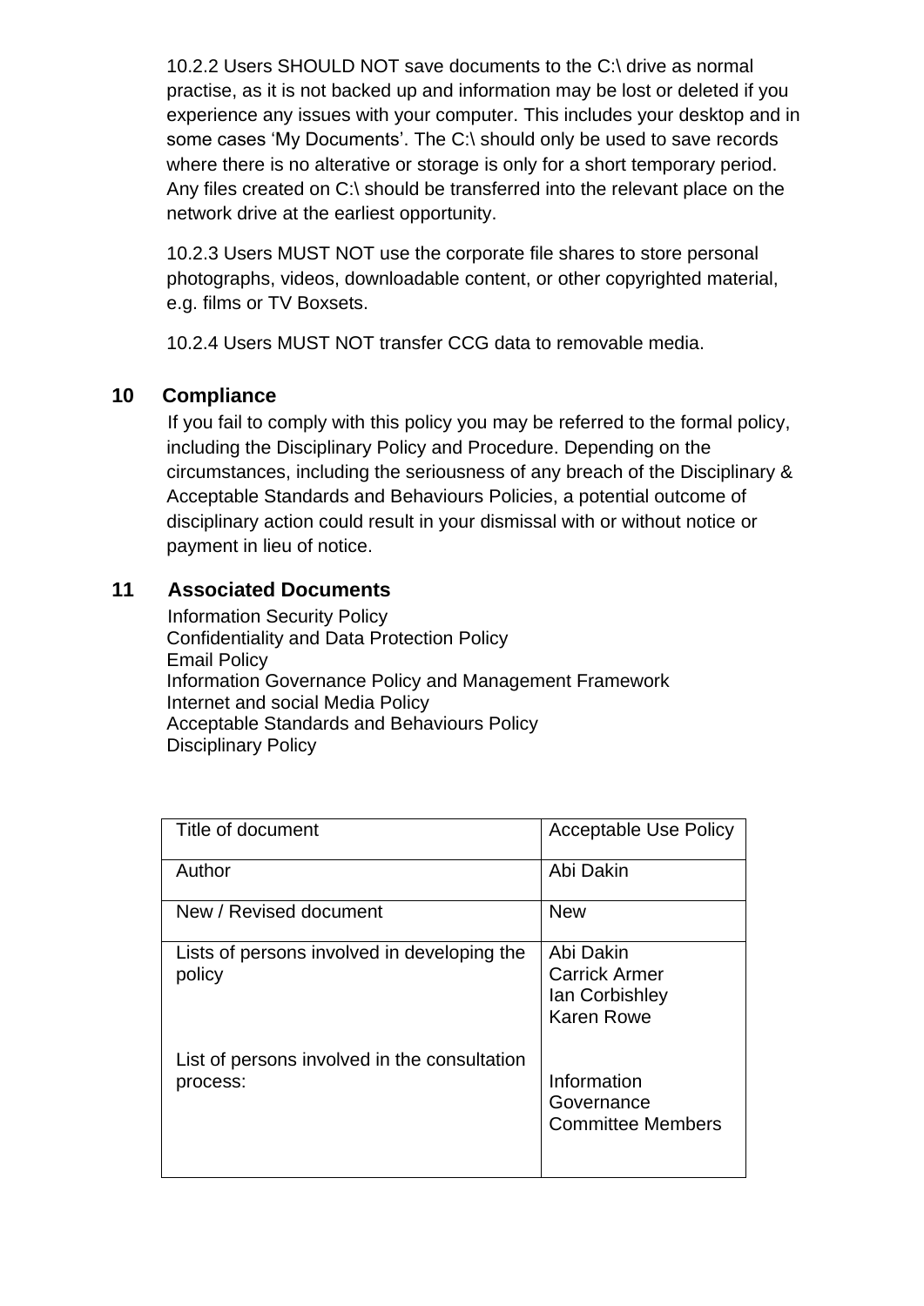10.2.2 Users SHOULD NOT save documents to the C:\ drive as normal practise, as it is not backed up and information may be lost or deleted if you experience any issues with your computer. This includes your desktop and in some cases 'My Documents'. The C:\ should only be used to save records where there is no alterative or storage is only for a short temporary period. Any files created on C:\ should be transferred into the relevant place on the network drive at the earliest opportunity.

10.2.3 Users MUST NOT use the corporate file shares to store personal photographs, videos, downloadable content, or other copyrighted material, e.g. films or TV Boxsets.

10.2.4 Users MUST NOT transfer CCG data to removable media.

## 10 Compliance

If you fail to comply with this policy you may be referred to the formal policy, including the Disciplinary Policy and Procedure. Depending on the circumstances, including the seriousness of any breach of the Disciplinary & Acceptable Standards and Behaviours Policies, a potential outcome of disciplinary action could result in your dismissal with or without notice or payment in lieu of notice.

## 11 Associated Documents

Information Security Policy
Confidentiality and Data Protection Policy
Email Policy
Information Governance Policy and Management Framework
Internet and social Media Policy
Acceptable Standards and Behaviours Policy
Disciplinary Policy

| | |
|---|---|
| Title of document | Acceptable Use Policy |
| Author | Abi Dakin |
| New / Revised document | New |
| Lists of persons involved in developing the policy<br><br>List of persons involved in the consultation process: | Abi Dakin<br>Carrick Armer<br>Ian Corbishley<br>Karen Rowe<br><br>Information Governance Committee Members |